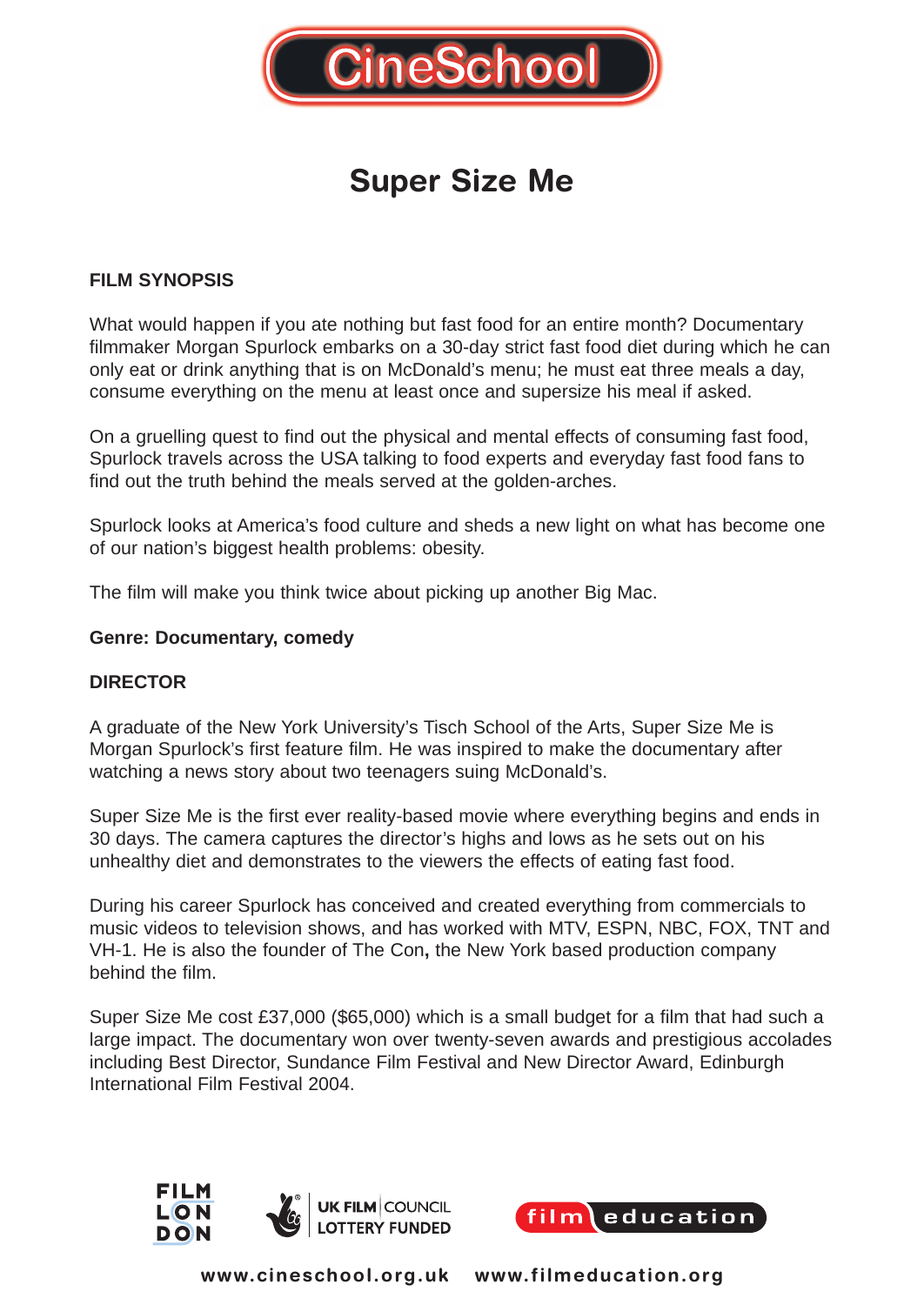# CineSchool

## Super Size Me

### FILM SYNOPSIS

What would happen if you ate nothing but fast food for an entire month? Documentary filmmaker Morgan Spurlock embarks on a 30-day strict fast food diet during which he can only eat or drink anything that is on McDonald's menu; he must eat three meals a day, consume everything on the menu at least once and supersize his meal if asked.

On a gruelling quest to find out the physical and mental effects of consuming fast food, Spurlock travels across the USA talking to food experts and everyday fast food fans to find out the truth behind the meals served at the golden-arches.

Spurlock looks at America's food culture and sheds a new light on what has become one of our nation's biggest health problems: obesity.

The film will make you think twice about picking up another Big Mac.

**Genre: Documentary, comedy**

### DIRECTOR

A graduate of the New York University's Tisch School of the Arts, Super Size Me is Morgan Spurlock's first feature film. He was inspired to make the documentary after watching a news story about two teenagers suing McDonald's.

Super Size Me is the first ever reality-based movie where everything begins and ends in 30 days. The camera captures the director's highs and lows as he sets out on his unhealthy diet and demonstrates to the viewers the effects of eating fast food.

During his career Spurlock has conceived and created everything from commercials to music videos to television shows, and has worked with MTV, ESPN, NBC, FOX, TNT and VH-1. He is also the founder of The Con**,** the New York based production company behind the film.

Super Size Me cost £37,000 ($65,000) which is a small budget for a film that had such a large impact. The documentary won over twenty-seven awards and prestigious accolades including Best Director, Sundance Film Festival and New Director Award, Edinburgh International Film Festival 2004.

FILM LONDON | UK FILM COUNCIL LOTTERY FUNDED | film education

www.cineschool.org.uk www.filmeducation.org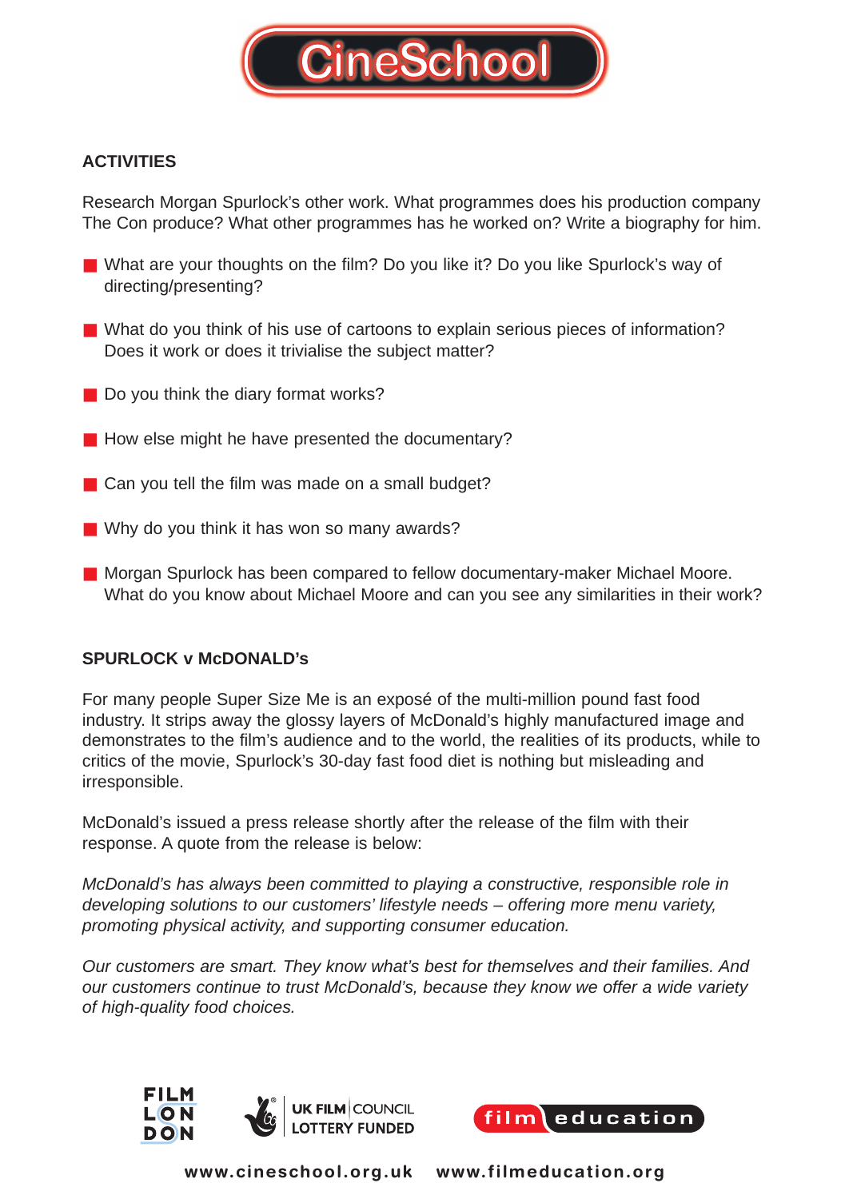## ACTIVITIES

Research Morgan Spurlock's other work. What programmes does his production company The Con produce? What other programmes has he worked on? Write a biography for him.

- What are your thoughts on the film? Do you like it? Do you like Spurlock's way of directing/presenting?
- What do you think of his use of cartoons to explain serious pieces of information? Does it work or does it trivialise the subject matter?
- Do you think the diary format works?
- How else might he have presented the documentary?
- Can you tell the film was made on a small budget?
- Why do you think it has won so many awards?
- Morgan Spurlock has been compared to fellow documentary-maker Michael Moore. What do you know about Michael Moore and can you see any similarities in their work?

## SPURLOCK v McDONALD's

For many people Super Size Me is an exposé of the multi-million pound fast food industry. It strips away the glossy layers of McDonald's highly manufactured image and demonstrates to the film's audience and to the world, the realities of its products, while to critics of the movie, Spurlock's 30-day fast food diet is nothing but misleading and irresponsible.

McDonald's issued a press release shortly after the release of the film with their response. A quote from the release is below:

*McDonald's has always been committed to playing a constructive, responsible role in developing solutions to our customers' lifestyle needs – offering more menu variety, promoting physical activity, and supporting consumer education.*

*Our customers are smart. They know what's best for themselves and their families. And our customers continue to trust McDonald's, because they know we offer a wide variety of high-quality food choices.*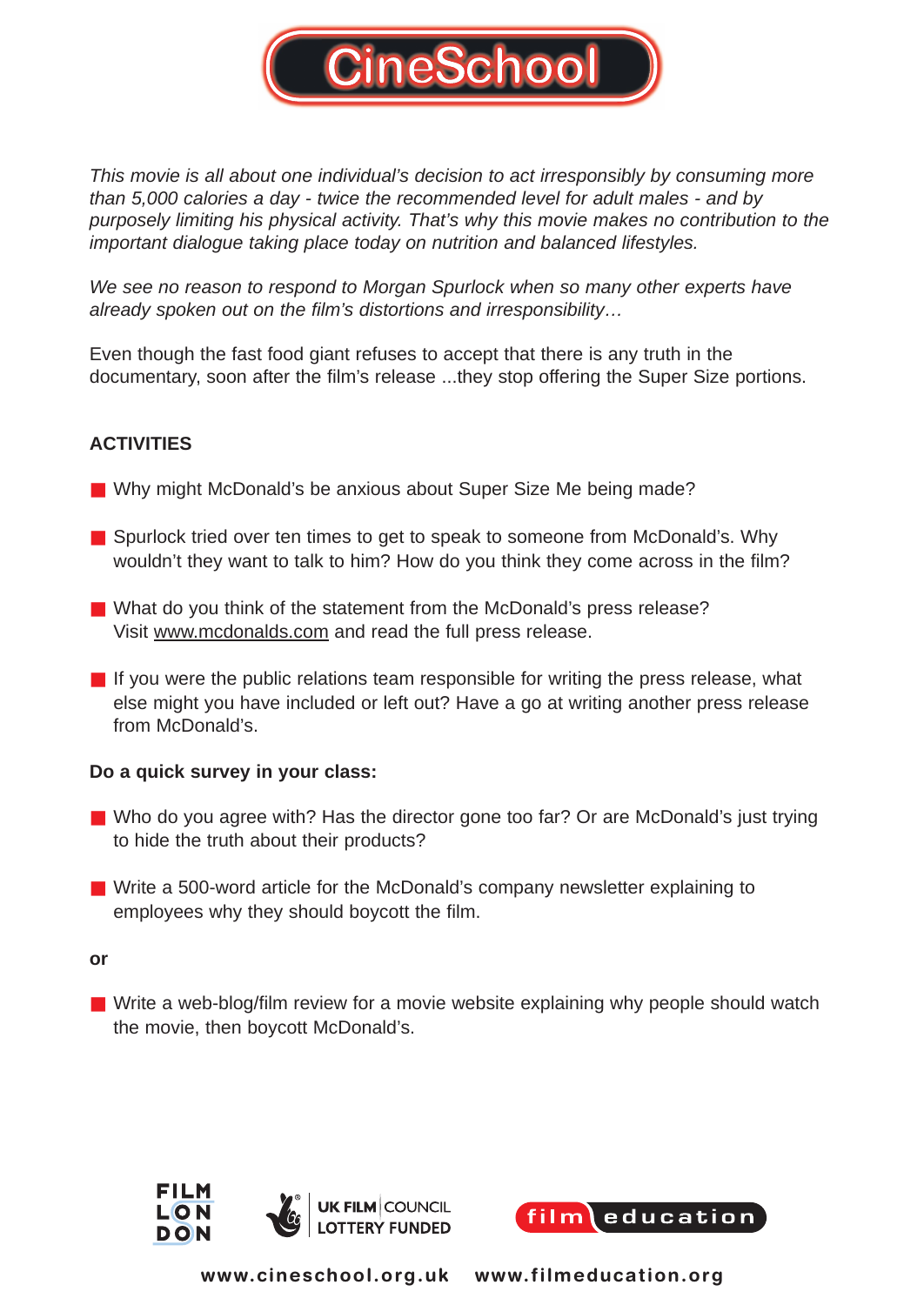*This movie is all about one individual's decision to act irresponsibly by consuming more than 5,000 calories a day - twice the recommended level for adult males - and by purposely limiting his physical activity. That's why this movie makes no contribution to the important dialogue taking place today on nutrition and balanced lifestyles.*

*We see no reason to respond to Morgan Spurlock when so many other experts have already spoken out on the film's distortions and irresponsibility…*

Even though the fast food giant refuses to accept that there is any truth in the documentary, soon after the film's release ...they stop offering the Super Size portions.

**ACTIVITIES**

- Why might McDonald's be anxious about Super Size Me being made?
- Spurlock tried over ten times to get to speak to someone from McDonald's. Why wouldn't they want to talk to him? How do you think they come across in the film?
- What do you think of the statement from the McDonald's press release? Visit www.mcdonalds.com and read the full press release.
- If you were the public relations team responsible for writing the press release, what else might you have included or left out? Have a go at writing another press release from McDonald's.

**Do a quick survey in your class:**

- Who do you agree with? Has the director gone too far? Or are McDonald's just trying to hide the truth about their products?
- Write a 500-word article for the McDonald's company newsletter explaining to employees why they should boycott the film.

**or**

- Write a web-blog/film review for a movie website explaining why people should watch the movie, then boycott McDonald's.

www.cineschool.org.uk www.filmeducation.org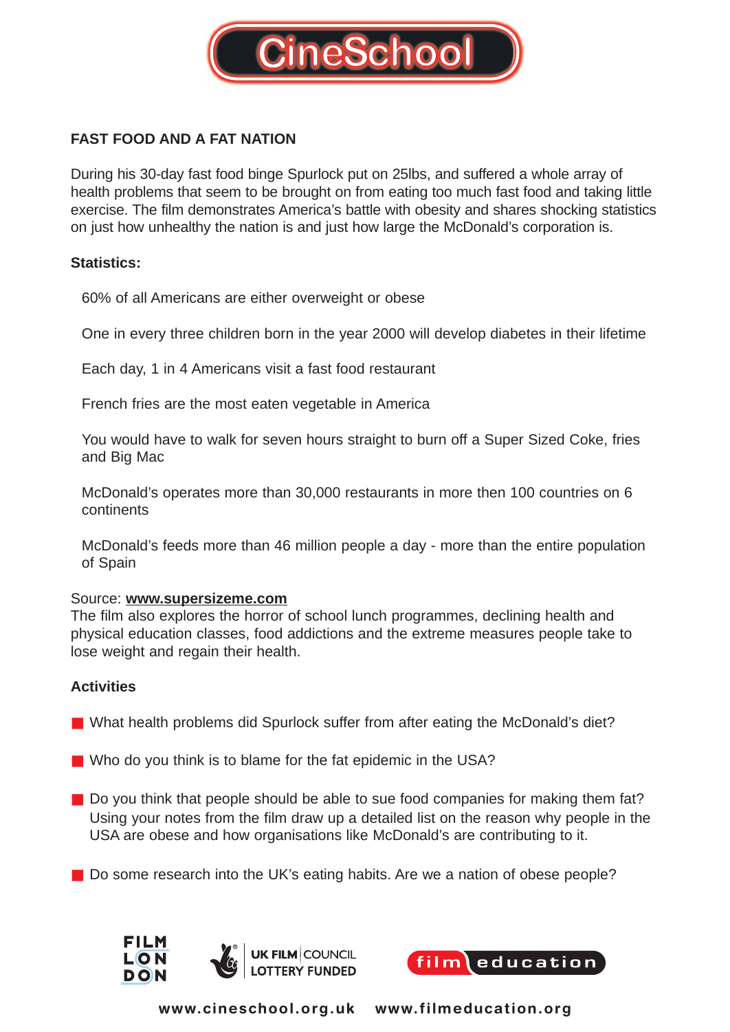# CineSchool

## FAST FOOD AND A FAT NATION

During his 30-day fast food binge Spurlock put on 25lbs, and suffered a whole array of health problems that seem to be brought on from eating too much fast food and taking little exercise. The film demonstrates America's battle with obesity and shares shocking statistics on just how unhealthy the nation is and just how large the McDonald's corporation is.

### Statistics:

60% of all Americans are either overweight or obese

One in every three children born in the year 2000 will develop diabetes in their lifetime

Each day, 1 in 4 Americans visit a fast food restaurant

French fries are the most eaten vegetable in America

You would have to walk for seven hours straight to burn off a Super Sized Coke, fries and Big Mac

McDonald's operates more than 30,000 restaurants in more then 100 countries on 6 continents

McDonald's feeds more than 46 million people a day - more than the entire population of Spain

Source: **www.supersizeme.com**

The film also explores the horror of school lunch programmes, declining health and physical education classes, food addictions and the extreme measures people take to lose weight and regain their health.

### Activities

- What health problems did Spurlock suffer from after eating the McDonald's diet?
- Who do you think is to blame for the fat epidemic in the USA?
- Do you think that people should be able to sue food companies for making them fat? Using your notes from the film draw up a detailed list on the reason why people in the USA are obese and how organisations like McDonald's are contributing to it.
- Do some research into the UK's eating habits. Are we a nation of obese people?

FILM LONDON | UK FILM COUNCIL LOTTERY FUNDED | film education

www.cineschool.org.uk www.filmeducation.org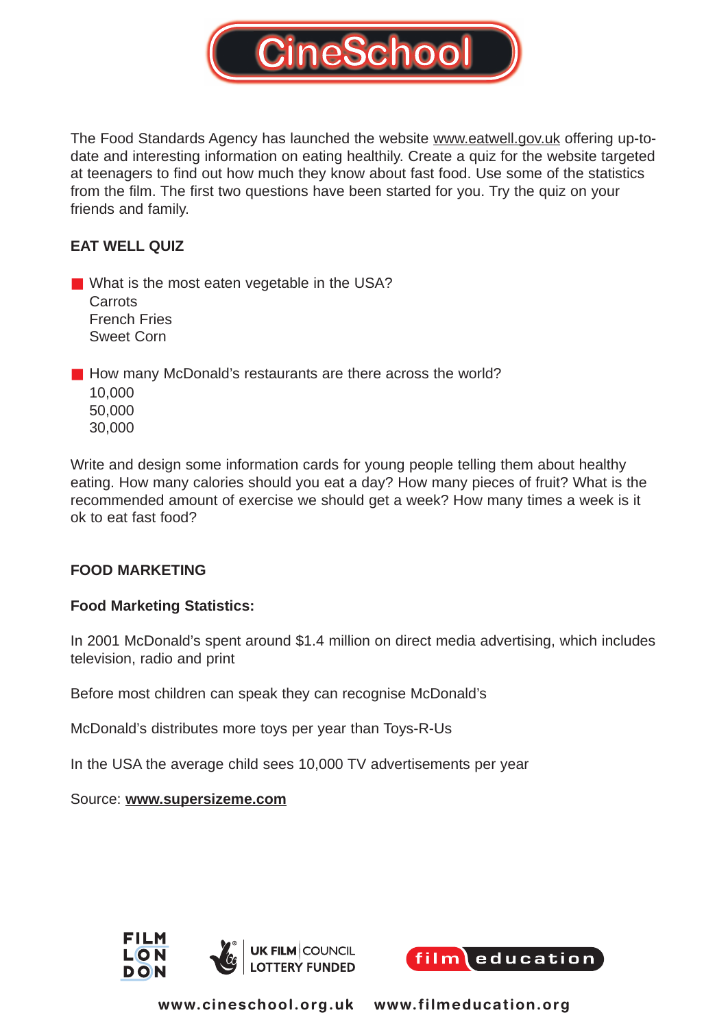The Food Standards Agency has launched the website www.eatwell.gov.uk offering up-to-date and interesting information on eating healthily. Create a quiz for the website targeted at teenagers to find out how much they know about fast food. Use some of the statistics from the film. The first two questions have been started for you. Try the quiz on your friends and family.

**EAT WELL QUIZ**

- What is the most eaten vegetable in the USA?
  Carrots
  French Fries
  Sweet Corn

- How many McDonald's restaurants are there across the world?
  10,000
  50,000
  30,000

Write and design some information cards for young people telling them about healthy eating. How many calories should you eat a day? How many pieces of fruit? What is the recommended amount of exercise we should get a week? How many times a week is it ok to eat fast food?

**FOOD MARKETING**

**Food Marketing Statistics:**

In 2001 McDonald's spent around $1.4 million on direct media advertising, which includes television, radio and print

Before most children can speak they can recognise McDonald's

McDonald's distributes more toys per year than Toys-R-Us

In the USA the average child sees 10,000 TV advertisements per year

Source: **www.supersizeme.com**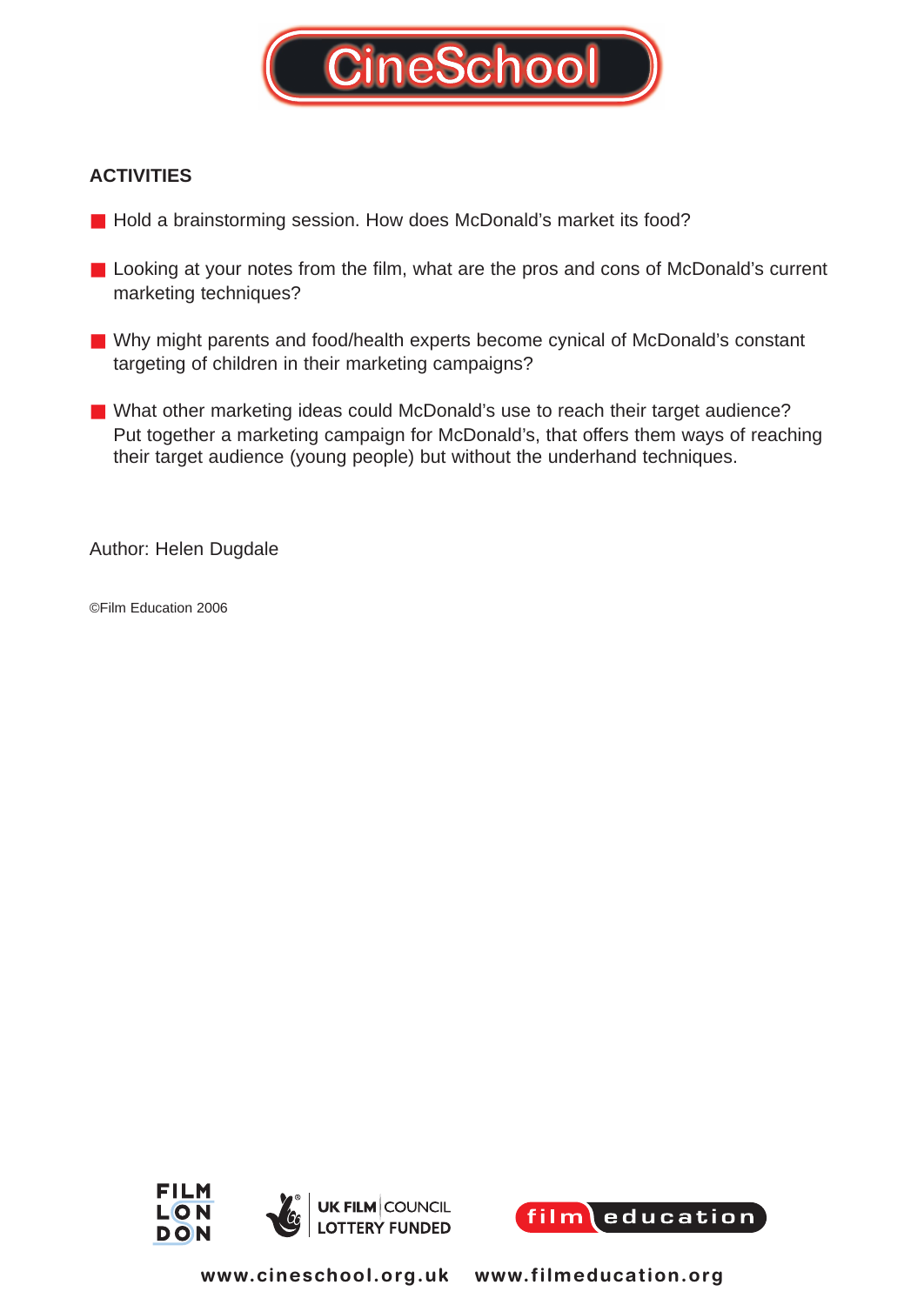## ACTIVITIES

- Hold a brainstorming session. How does McDonald's market its food?
- Looking at your notes from the film, what are the pros and cons of McDonald's current marketing techniques?
- Why might parents and food/health experts become cynical of McDonald's constant targeting of children in their marketing campaigns?
- What other marketing ideas could McDonald's use to reach their target audience? Put together a marketing campaign for McDonald's, that offers them ways of reaching their target audience (young people) but without the underhand techniques.

Author: Helen Dugdale

©Film Education 2006